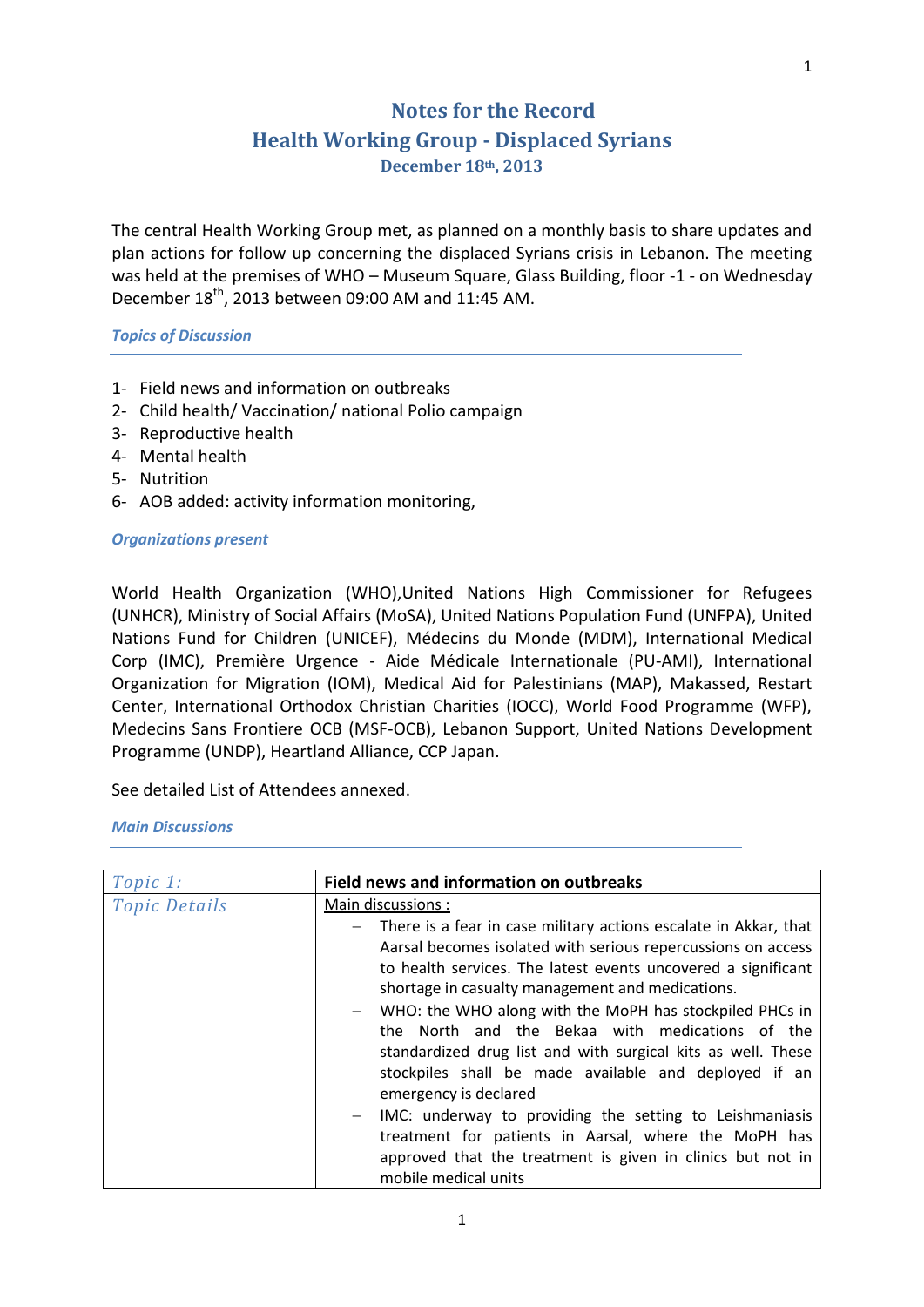# Notes for the Record

## Health Working Group - Displaced Syrians

### December 18th, 2013

The central Health Working Group met, as planned on a monthly basis to share updates and plan actions for follow up concerning the displaced Syrians crisis in Lebanon. The meeting was held at the premises of WHO – Museum Square, Glass Building, floor -1 - on Wednesday December 18th, 2013 between 09:00 AM and 11:45 AM.

***Topics of Discussion***

1- Field news and information on outbreaks
2- Child health/ Vaccination/ national Polio campaign
3- Reproductive health
4- Mental health
5- Nutrition
6- AOB added: activity information monitoring,

***Organizations present***

World Health Organization (WHO),United Nations High Commissioner for Refugees (UNHCR), Ministry of Social Affairs (MoSA), United Nations Population Fund (UNFPA), United Nations Fund for Children (UNICEF), Médecins du Monde (MDM), International Medical Corp (IMC), Première Urgence - Aide Médicale Internationale (PU-AMI), International Organization for Migration (IOM), Medical Aid for Palestinians (MAP), Makassed, Restart Center, International Orthodox Christian Charities (IOCC), World Food Programme (WFP), Medecins Sans Frontiere OCB (MSF-OCB), Lebanon Support, United Nations Development Programme (UNDP), Heartland Alliance, CCP Japan.

See detailed List of Attendees annexed.

***Main Discussions***

| *Topic 1:* | **Field news and information on outbreaks** |
|---|---|
| *Topic Details* | Main discussions :<br>– There is a fear in case military actions escalate in Akkar, that Aarsal becomes isolated with serious repercussions on access to health services. The latest events uncovered a significant shortage in casualty management and medications.<br>– WHO: the WHO along with the MoPH has stockpiled PHCs in the North and the Bekaa with medications of the standardized drug list and with surgical kits as well. These stockpiles shall be made available and deployed if an emergency is declared<br>– IMC: underway to providing the setting to Leishmaniasis treatment for patients in Aarsal, where the MoPH has approved that the treatment is given in clinics but not in mobile medical units |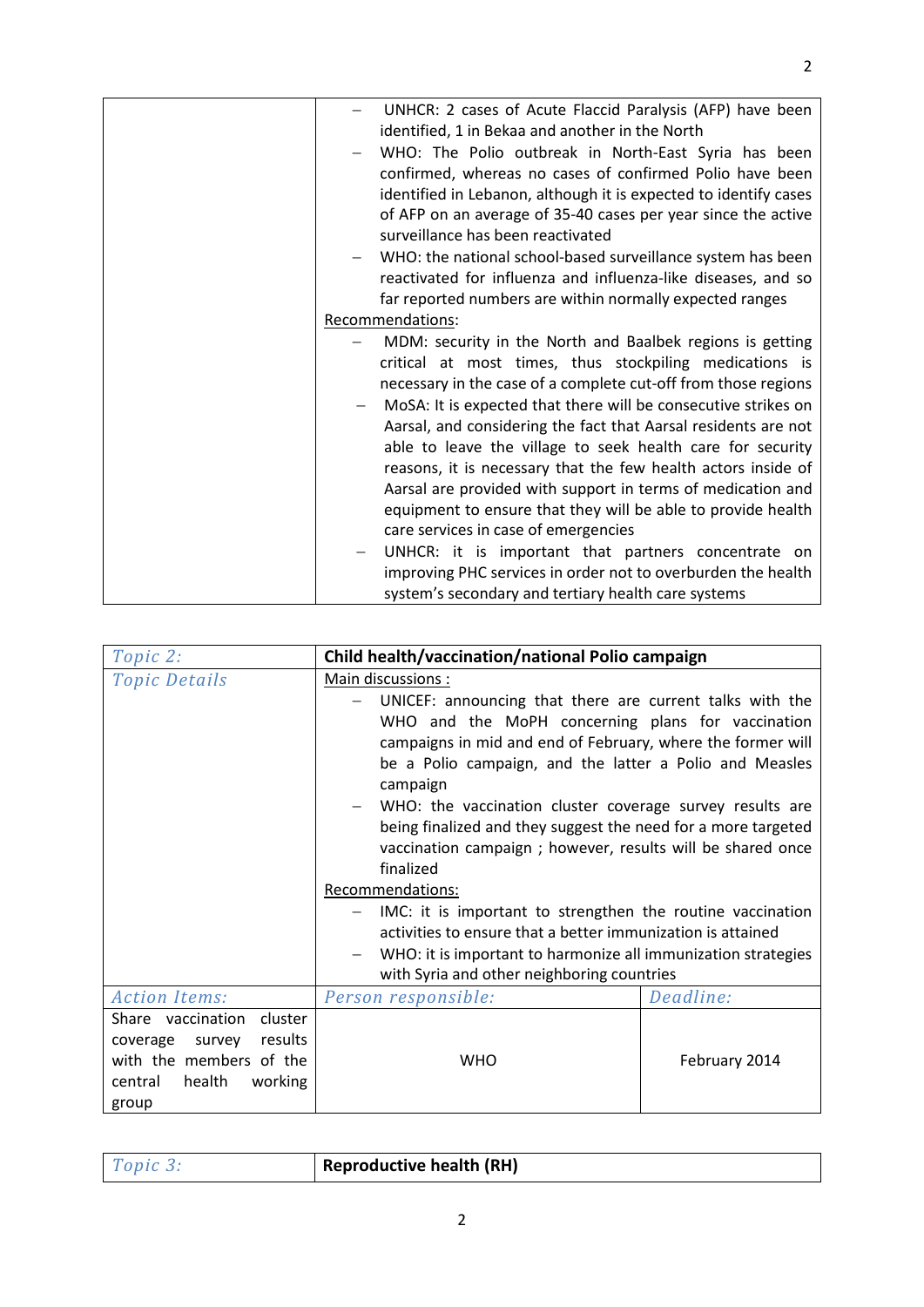| | |
|---|---|
| | – UNHCR: 2 cases of Acute Flaccid Paralysis (AFP) have been identified, 1 in Bekaa and another in the North<br>– WHO: The Polio outbreak in North-East Syria has been confirmed, whereas no cases of confirmed Polio have been identified in Lebanon, although it is expected to identify cases of AFP on an average of 35-40 cases per year since the active surveillance has been reactivated<br>– WHO: the national school-based surveillance system has been reactivated for influenza and influenza-like diseases, and so far reported numbers are within normally expected ranges<br><u>Recommendations</u>:<br>– MDM: security in the North and Baalbek regions is getting critical at most times, thus stockpiling medications is necessary in the case of a complete cut-off from those regions<br>– MoSA: It is expected that there will be consecutive strikes on Aarsal, and considering the fact that Aarsal residents are not able to leave the village to seek health care for security reasons, it is necessary that the few health actors inside of Aarsal are provided with support in terms of medication and equipment to ensure that they will be able to provide health care services in case of emergencies<br>– UNHCR: it is important that partners concentrate on improving PHC services in order not to overburden the health system's secondary and tertiary health care systems |

| *Topic 2:* | **Child health/vaccination/national Polio campaign** | |
|---|---|---|
| *Topic Details* | <u>Main discussions</u> :<br>– UNICEF: announcing that there are current talks with the WHO and the MoPH concerning plans for vaccination campaigns in mid and end of February, where the former will be a Polio campaign, and the latter a Polio and Measles campaign<br>– WHO: the vaccination cluster coverage survey results are being finalized and they suggest the need for a more targeted vaccination campaign ; however, results will be shared once finalized<br><u>Recommendations:</u><br>– IMC: it is important to strengthen the routine vaccination activities to ensure that a better immunization is attained<br>– WHO: it is important to harmonize all immunization strategies with Syria and other neighboring countries | |
| *Action Items:* | *Person responsible:* | *Deadline:* |
| Share vaccination cluster coverage survey results with the members of the central health working group | WHO | February 2014 |

| *Topic 3:* | **Reproductive health (RH)** |
|---|---|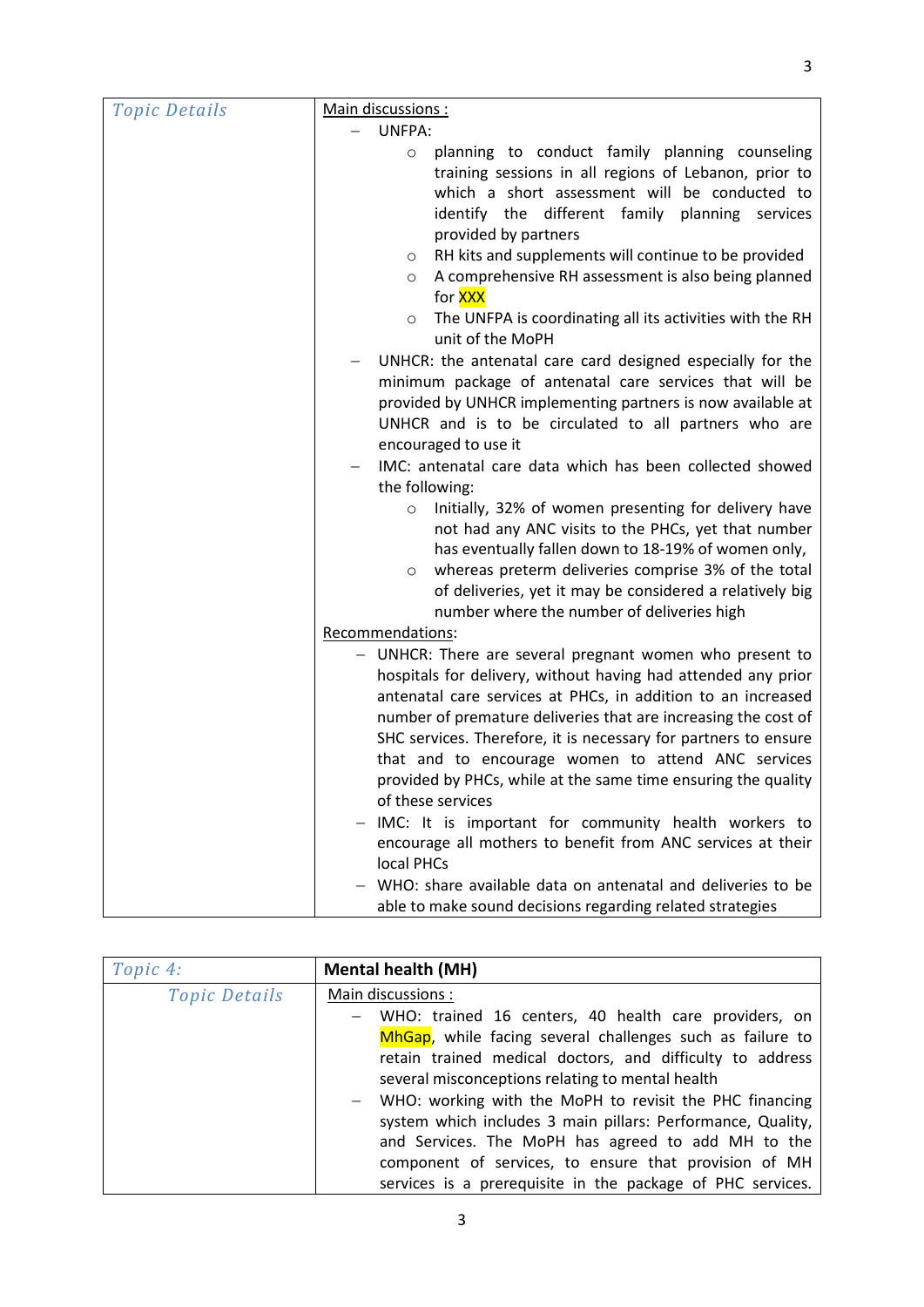| *Topic Details* | Main discussions :<br>– UNFPA:<br>&nbsp;&nbsp;&nbsp;&nbsp;○ planning to conduct family planning counseling training sessions in all regions of Lebanon, prior to which a short assessment will be conducted to identify the different family planning services provided by partners<br>&nbsp;&nbsp;&nbsp;&nbsp;○ RH kits and supplements will continue to be provided<br>&nbsp;&nbsp;&nbsp;&nbsp;○ A comprehensive RH assessment is also being planned for XXX<br>&nbsp;&nbsp;&nbsp;&nbsp;○ The UNFPA is coordinating all its activities with the RH unit of the MoPH<br>– UNHCR: the antenatal care card designed especially for the minimum package of antenatal care services that will be provided by UNHCR implementing partners is now available at UNHCR and is to be circulated to all partners who are encouraged to use it<br>– IMC: antenatal care data which has been collected showed the following:<br>&nbsp;&nbsp;&nbsp;&nbsp;○ Initially, 32% of women presenting for delivery have not had any ANC visits to the PHCs, yet that number has eventually fallen down to 18-19% of women only,<br>&nbsp;&nbsp;&nbsp;&nbsp;○ whereas preterm deliveries comprise 3% of the total of deliveries, yet it may be considered a relatively big number where the number of deliveries high<br>Recommendations:<br>– UNHCR: There are several pregnant women who present to hospitals for delivery, without having had attended any prior antenatal care services at PHCs, in addition to an increased number of premature deliveries that are increasing the cost of SHC services. Therefore, it is necessary for partners to ensure that and to encourage women to attend ANC services provided by PHCs, while at the same time ensuring the quality of these services<br>– IMC: It is important for community health workers to encourage all mothers to benefit from ANC services at their local PHCs<br>– WHO: share available data on antenatal and deliveries to be able to make sound decisions regarding related strategies |
|---|---|

| *Topic 4:* | **Mental health (MH)** |
|---|---|
| *Topic Details* | Main discussions :<br>– WHO: trained 16 centers, 40 health care providers, on MhGap, while facing several challenges such as failure to retain trained medical doctors, and difficulty to address several misconceptions relating to mental health<br>– WHO: working with the MoPH to revisit the PHC financing system which includes 3 main pillars: Performance, Quality, and Services. The MoPH has agreed to add MH to the component of services, to ensure that provision of MH services is a prerequisite in the package of PHC services. |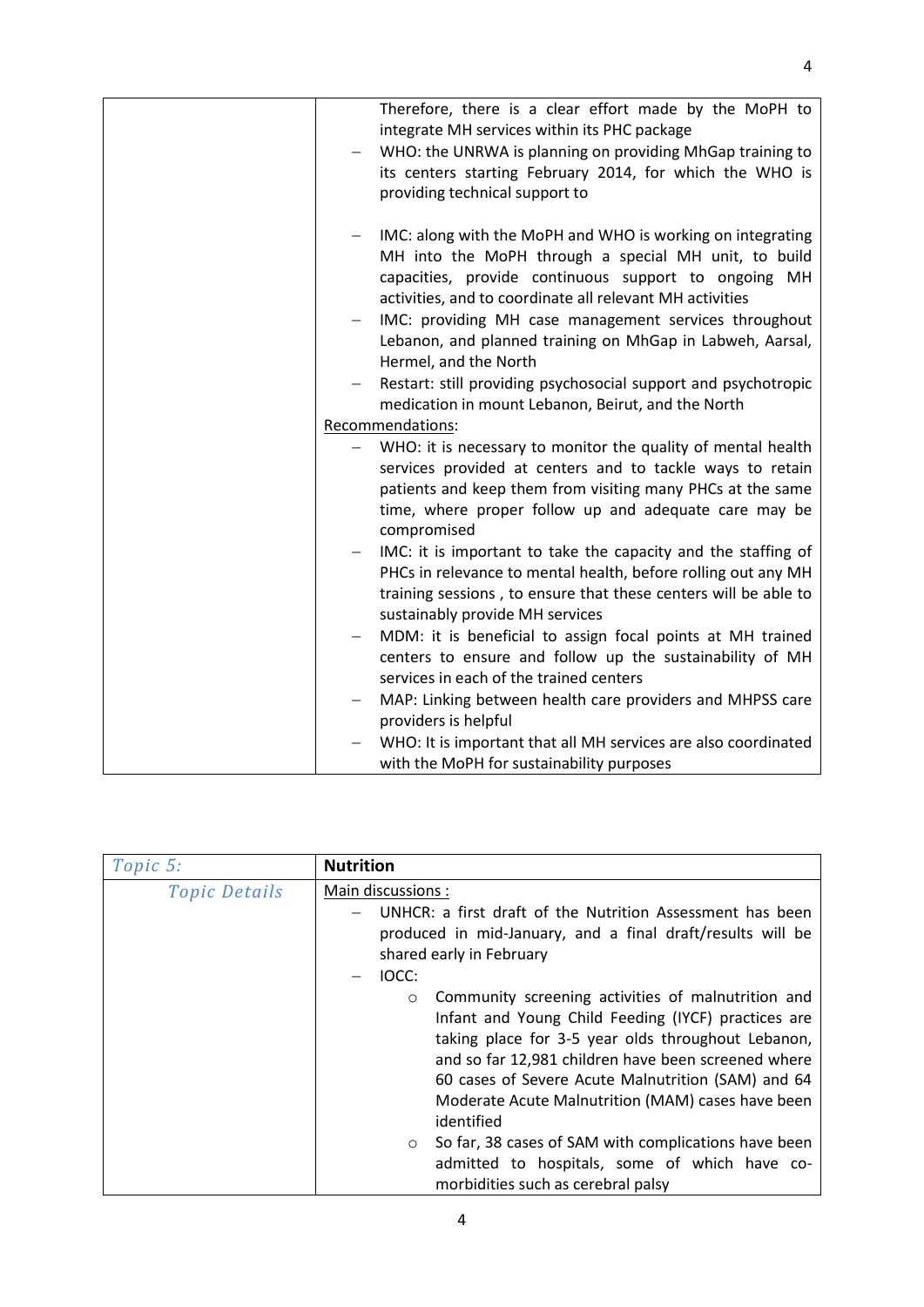| | |
|---|---|
| | Therefore, there is a clear effort made by the MoPH to integrate MH services within its PHC package<br>– WHO: the UNRWA is planning on providing MhGap training to its centers starting February 2014, for which the WHO is providing technical support to<br><br>– IMC: along with the MoPH and WHO is working on integrating MH into the MoPH through a special MH unit, to build capacities, provide continuous support to ongoing MH activities, and to coordinate all relevant MH activities<br>– IMC: providing MH case management services throughout Lebanon, and planned training on MhGap in Labweh, Aarsal, Hermel, and the North<br>– Restart: still providing psychosocial support and psychotropic medication in mount Lebanon, Beirut, and the North<br><u>Recommendations</u>:<br>– WHO: it is necessary to monitor the quality of mental health services provided at centers and to tackle ways to retain patients and keep them from visiting many PHCs at the same time, where proper follow up and adequate care may be compromised<br>– IMC: it is important to take the capacity and the staffing of PHCs in relevance to mental health, before rolling out any MH training sessions , to ensure that these centers will be able to sustainably provide MH services<br>– MDM: it is beneficial to assign focal points at MH trained centers to ensure and follow up the sustainability of MH services in each of the trained centers<br>– MAP: Linking between health care providers and MHPSS care providers is helpful<br>– WHO: It is important that all MH services are also coordinated with the MoPH for sustainability purposes |

| *Topic 5:* | **Nutrition** |
|---|---|
| *Topic Details* | <u>Main discussions :</u><br>– UNHCR: a first draft of the Nutrition Assessment has been produced in mid-January, and a final draft/results will be shared early in February<br>– IOCC:<br>○ Community screening activities of malnutrition and Infant and Young Child Feeding (IYCF) practices are taking place for 3-5 year olds throughout Lebanon, and so far 12,981 children have been screened where 60 cases of Severe Acute Malnutrition (SAM) and 64 Moderate Acute Malnutrition (MAM) cases have been identified<br>○ So far, 38 cases of SAM with complications have been admitted to hospitals, some of which have co-morbidities such as cerebral palsy |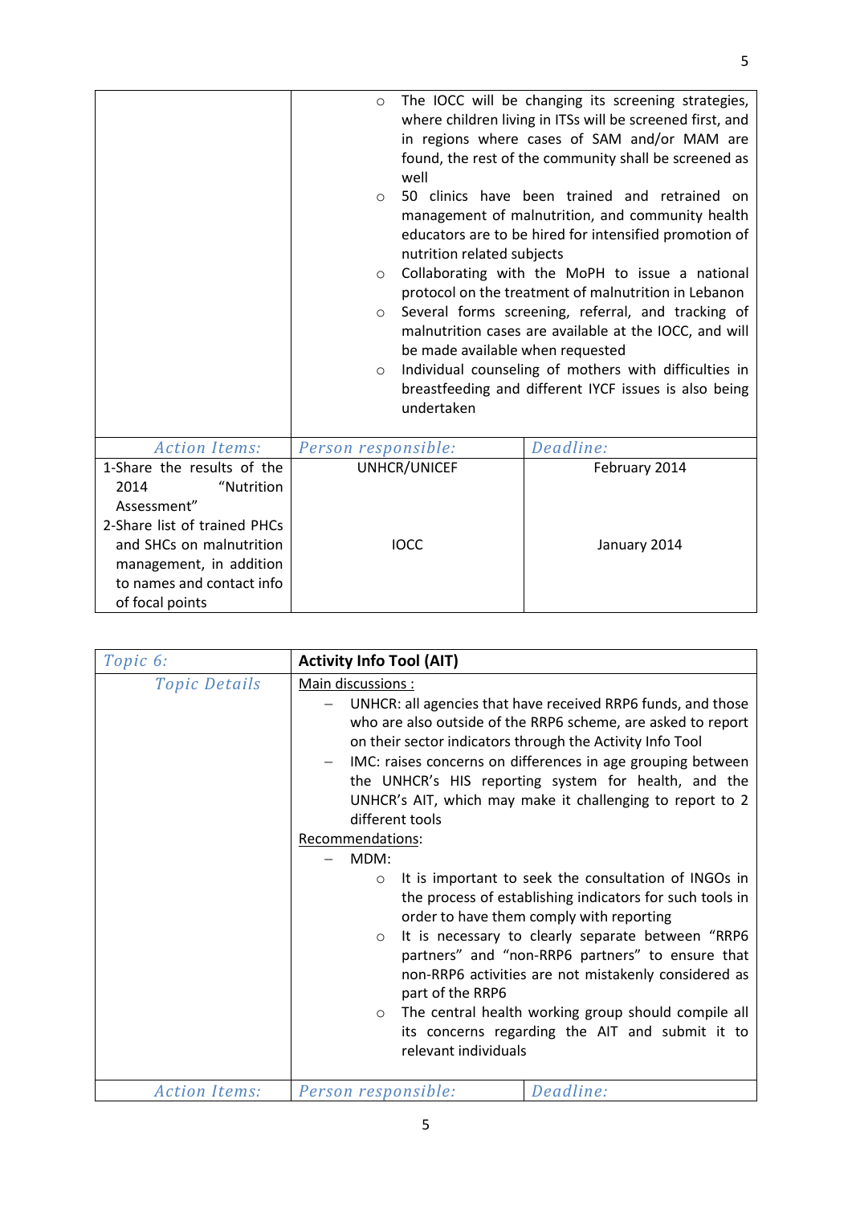|  |  |  |
|---|---|---|
|  | ○ The IOCC will be changing its screening strategies, where children living in ITSs will be screened first, and in regions where cases of SAM and/or MAM are found, the rest of the community shall be screened as well<br>○ 50 clinics have been trained and retrained on management of malnutrition, and community health educators are to be hired for intensified promotion of nutrition related subjects<br>○ Collaborating with the MoPH to issue a national protocol on the treatment of malnutrition in Lebanon<br>○ Several forms screening, referral, and tracking of malnutrition cases are available at the IOCC, and will be made available when requested<br>○ Individual counseling of mothers with difficulties in breastfeeding and different IYCF issues is also being undertaken |  |
| *Action Items:* | *Person responsible:* | *Deadline:* |
| 1-Share the results of the 2014 "Nutrition Assessment" | UNHCR/UNICEF | February 2014 |
| 2-Share list of trained PHCs and SHCs on malnutrition management, in addition to names and contact info of focal points | IOCC | January 2014 |

| *Topic 6:* | **Activity Info Tool (AIT)** | |
|---|---|---|
| *Topic Details* | <u>Main discussions</u> :<br>– UNHCR: all agencies that have received RRP6 funds, and those who are also outside of the RRP6 scheme, are asked to report on their sector indicators through the Activity Info Tool<br>– IMC: raises concerns on differences in age grouping between the UNHCR's HIS reporting system for health, and the UNHCR's AIT, which may make it challenging to report to 2 different tools<br><u>Recommendations</u>:<br>– MDM:<br>○ It is important to seek the consultation of INGOs in the process of establishing indicators for such tools in order to have them comply with reporting<br>○ It is necessary to clearly separate between "RRP6 partners" and "non-RRP6 partners" to ensure that non-RRP6 activities are not mistakenly considered as part of the RRP6<br>○ The central health working group should compile all its concerns regarding the AIT and submit it to relevant individuals | |
| *Action Items:* | *Person responsible:* | *Deadline:* |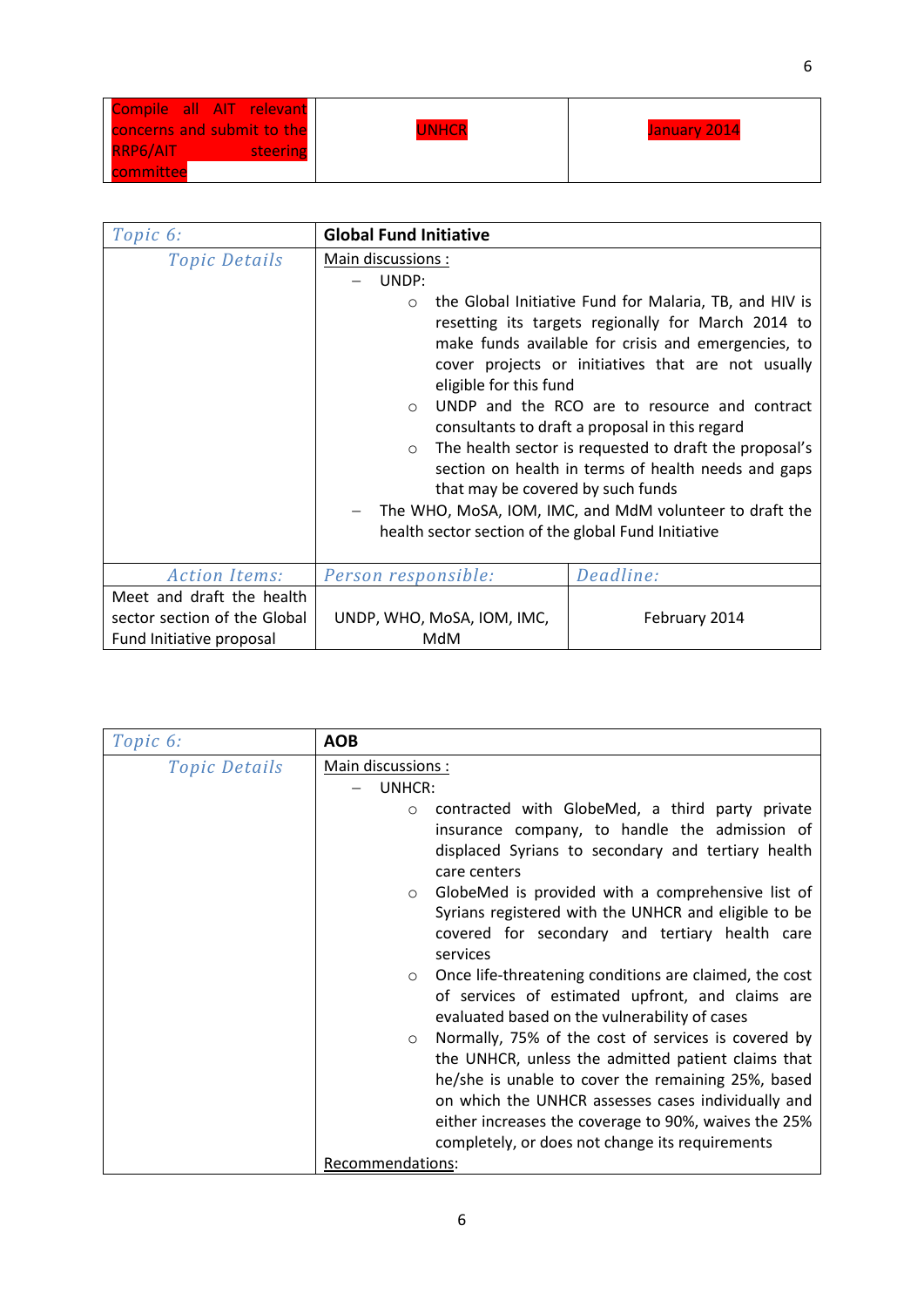| Compile all AIT relevant concerns and submit to the RRP6/AIT steering committee | UNHCR | January 2014 |
|---|---|---|

| *Topic 6:* | **Global Fund Initiative** | |
|---|---|---|
| *Topic Details* | Main discussions :<br>– UNDP:<br>  ○ the Global Initiative Fund for Malaria, TB, and HIV is resetting its targets regionally for March 2014 to make funds available for crisis and emergencies, to cover projects or initiatives that are not usually eligible for this fund<br>  ○ UNDP and the RCO are to resource and contract consultants to draft a proposal in this regard<br>  ○ The health sector is requested to draft the proposal's section on health in terms of health needs and gaps that may be covered by such funds<br>– The WHO, MoSA, IOM, IMC, and MdM volunteer to draft the health sector section of the global Fund Initiative | |
| *Action Items:* | *Person responsible:* | *Deadline:* |
| Meet and draft the health sector section of the Global Fund Initiative proposal | UNDP, WHO, MoSA, IOM, IMC, MdM | February 2014 |

| *Topic 6:* | **AOB** |
|---|---|
| *Topic Details* | Main discussions :<br>– UNHCR:<br>  ○ contracted with GlobeMed, a third party private insurance company, to handle the admission of displaced Syrians to secondary and tertiary health care centers<br>  ○ GlobeMed is provided with a comprehensive list of Syrians registered with the UNHCR and eligible to be covered for secondary and tertiary health care services<br>  ○ Once life-threatening conditions are claimed, the cost of services of estimated upfront, and claims are evaluated based on the vulnerability of cases<br>  ○ Normally, 75% of the cost of services is covered by the UNHCR, unless the admitted patient claims that he/she is unable to cover the remaining 25%, based on which the UNHCR assesses cases individually and either increases the coverage to 90%, waives the 25% completely, or does not change its requirements<br>Recommendations: |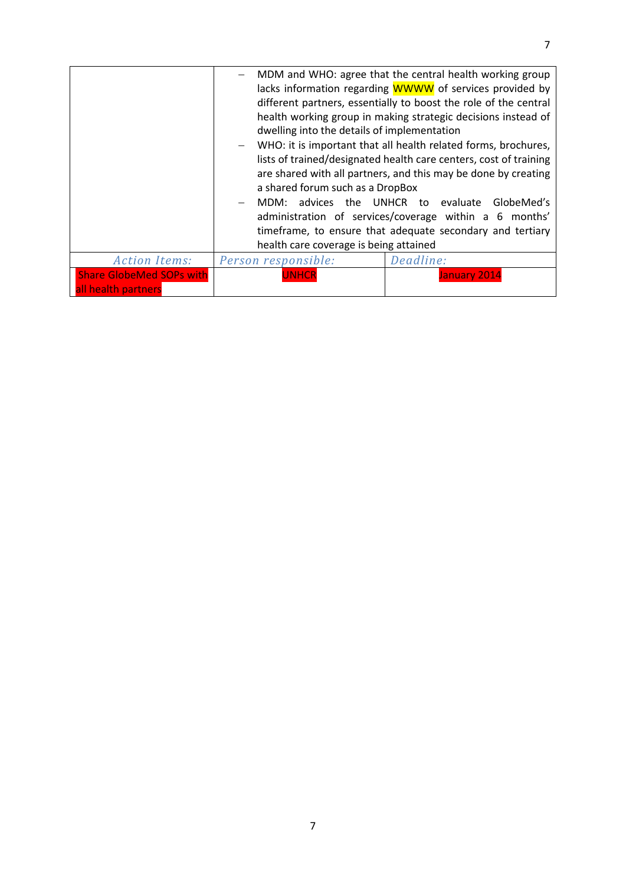| | |
|---|---|
| | – MDM and WHO: agree that the central health working group lacks information regarding WWWW of services provided by different partners, essentially to boost the role of the central health working group in making strategic decisions instead of dwelling into the details of implementation<br>– WHO: it is important that all health related forms, brochures, lists of trained/designated health care centers, cost of training are shared with all partners, and this may be done by creating a shared forum such as a DropBox<br>– MDM: advices the UNHCR to evaluate GlobeMed's administration of services/coverage within a 6 months' timeframe, to ensure that adequate secondary and tertiary health care coverage is being attained |

| *Action Items:* | *Person responsible:* | *Deadline:* |
|---|---|---|
| Share GlobeMed SOPs with all health partners | UNHCR | January 2014 |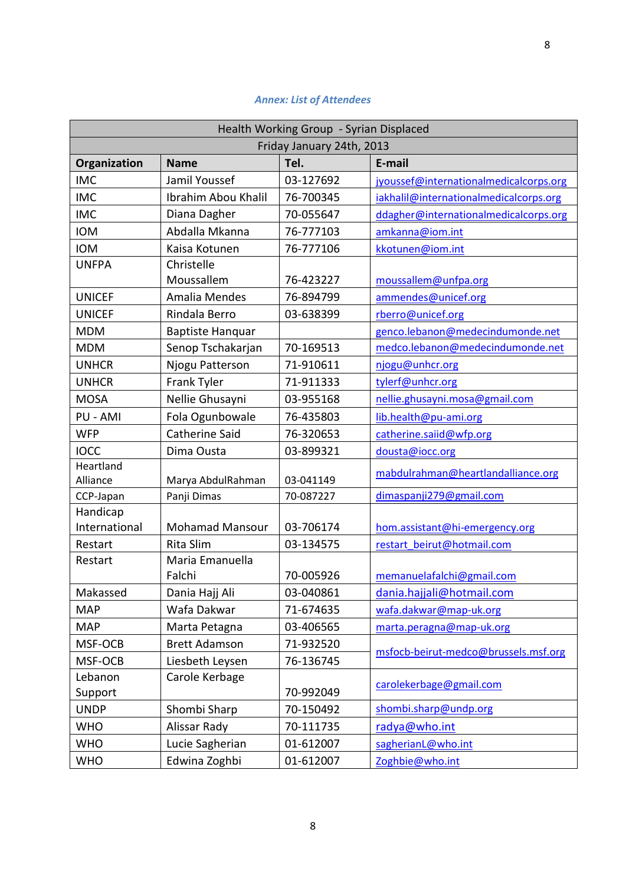*Annex: List of Attendees*

| Health Working Group - Syrian Displaced | | | |
|---|---|---|---|
| Friday January 24th, 2013 | | | |
| **Organization** | **Name** | **Tel.** | **E-mail** |
| IMC | Jamil Youssef | 03-127692 | jyoussef@internationalmedicalcorps.org |
| IMC | Ibrahim Abou Khalil | 76-700345 | iakhalil@internationalmedicalcorps.org |
| IMC | Diana Dagher | 70-055647 | ddagher@internationalmedicalcorps.org |
| IOM | Abdalla Mkanna | 76-777103 | amkanna@iom.int |
| IOM | Kaisa Kotunen | 76-777106 | kkotunen@iom.int |
| UNFPA | Christelle Moussallem | 76-423227 | moussallem@unfpa.org |
| UNICEF | Amalia Mendes | 76-894799 | ammendes@unicef.org |
| UNICEF | Rindala Berro | 03-638399 | rberro@unicef.org |
| MDM | Baptiste Hanquar | | genco.lebanon@medecindumonde.net |
| MDM | Senop Tschakarjan | 70-169513 | medco.lebanon@medecindumonde.net |
| UNHCR | Njogu Patterson | 71-910611 | njogu@unhcr.org |
| UNHCR | Frank Tyler | 71-911333 | tylerf@unhcr.org |
| MOSA | Nellie Ghusayni | 03-955168 | nellie.ghusayni.mosa@gmail.com |
| PU - AMI | Fola Ogunbowale | 76-435803 | lib.health@pu-ami.org |
| WFP | Catherine Said | 76-320653 | catherine.saiid@wfp.org |
| IOCC | Dima Ousta | 03-899321 | dousta@iocc.org |
| Heartland Alliance | Marya AbdulRahman | 03-041149 | mabdulrahman@heartlandalliance.org |
| CCP-Japan | Panji Dimas | 70-087227 | dimaspanji279@gmail.com |
| Handicap International | Mohamad Mansour | 03-706174 | hom.assistant@hi-emergency.org |
| Restart | Rita Slim | 03-134575 | restart_beirut@hotmail.com |
| Restart | Maria Emanuella Falchi | 70-005926 | memanuelafalchi@gmail.com |
| Makassed | Dania Hajj Ali | 03-040861 | dania.hajjali@hotmail.com |
| MAP | Wafa Dakwar | 71-674635 | wafa.dakwar@map-uk.org |
| MAP | Marta Petagna | 03-406565 | marta.peragna@map-uk.org |
| MSF-OCB | Brett Adamson | 71-932520 | msfocb-beirut-medco@brussels.msf.org |
| MSF-OCB | Liesbeth Leysen | 76-136745 | |
| Lebanon Support | Carole Kerbage | 70-992049 | carolekerbage@gmail.com |
| UNDP | Shombi Sharp | 70-150492 | shombi.sharp@undp.org |
| WHO | Alissar Rady | 70-111735 | radya@who.int |
| WHO | Lucie Sagherian | 01-612007 | sagherianL@who.int |
| WHO | Edwina Zoghbi | 01-612007 | Zoghbie@who.int |